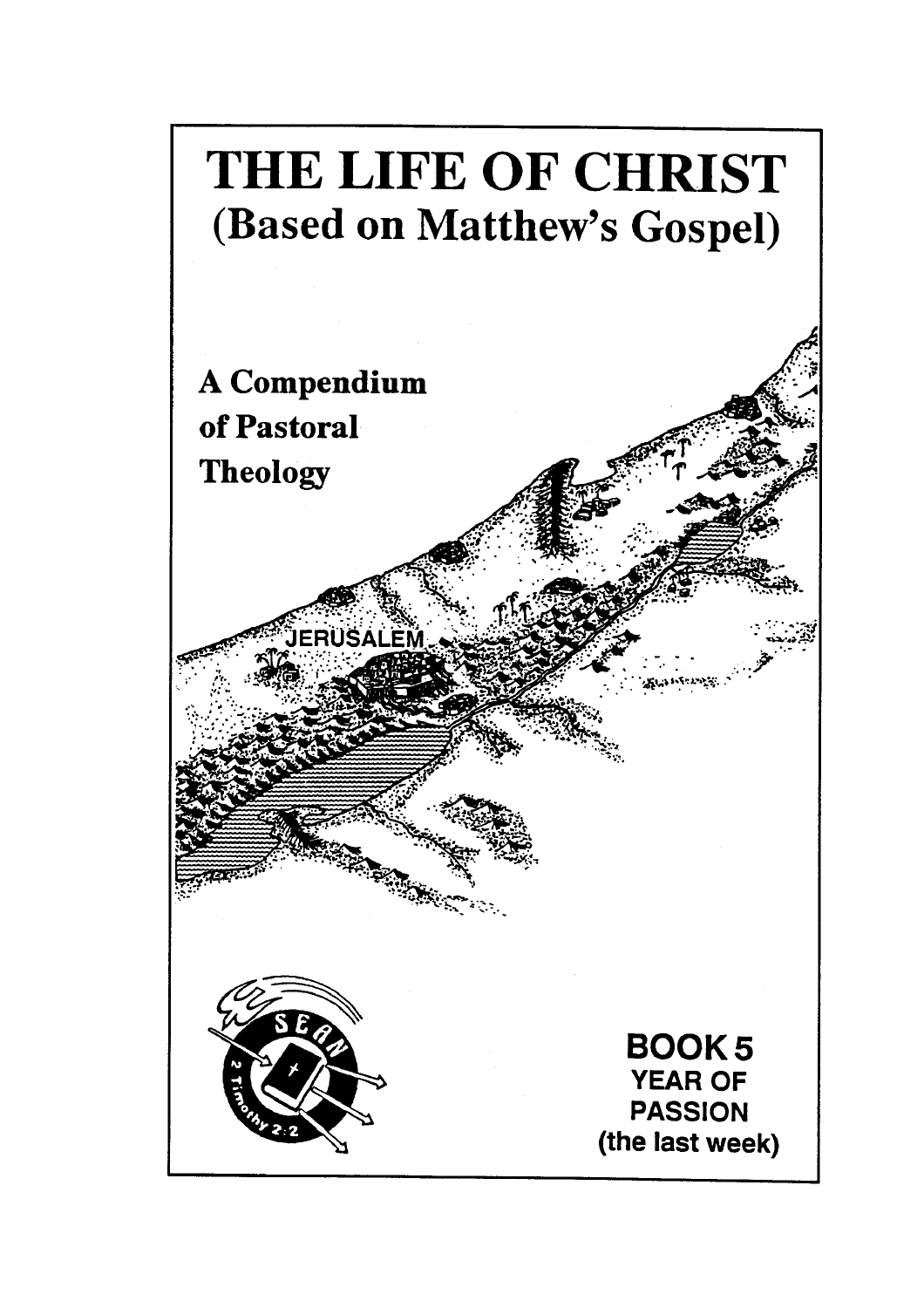# THE LIFE OF CHRIST
## (Based on Matthew's Gospel)

**A Compendium of Pastoral Theology**

JERUSALEM

SEAN

2 Timothy 2:2

**BOOK 5**
**YEAR OF PASSION**
**(the last week)**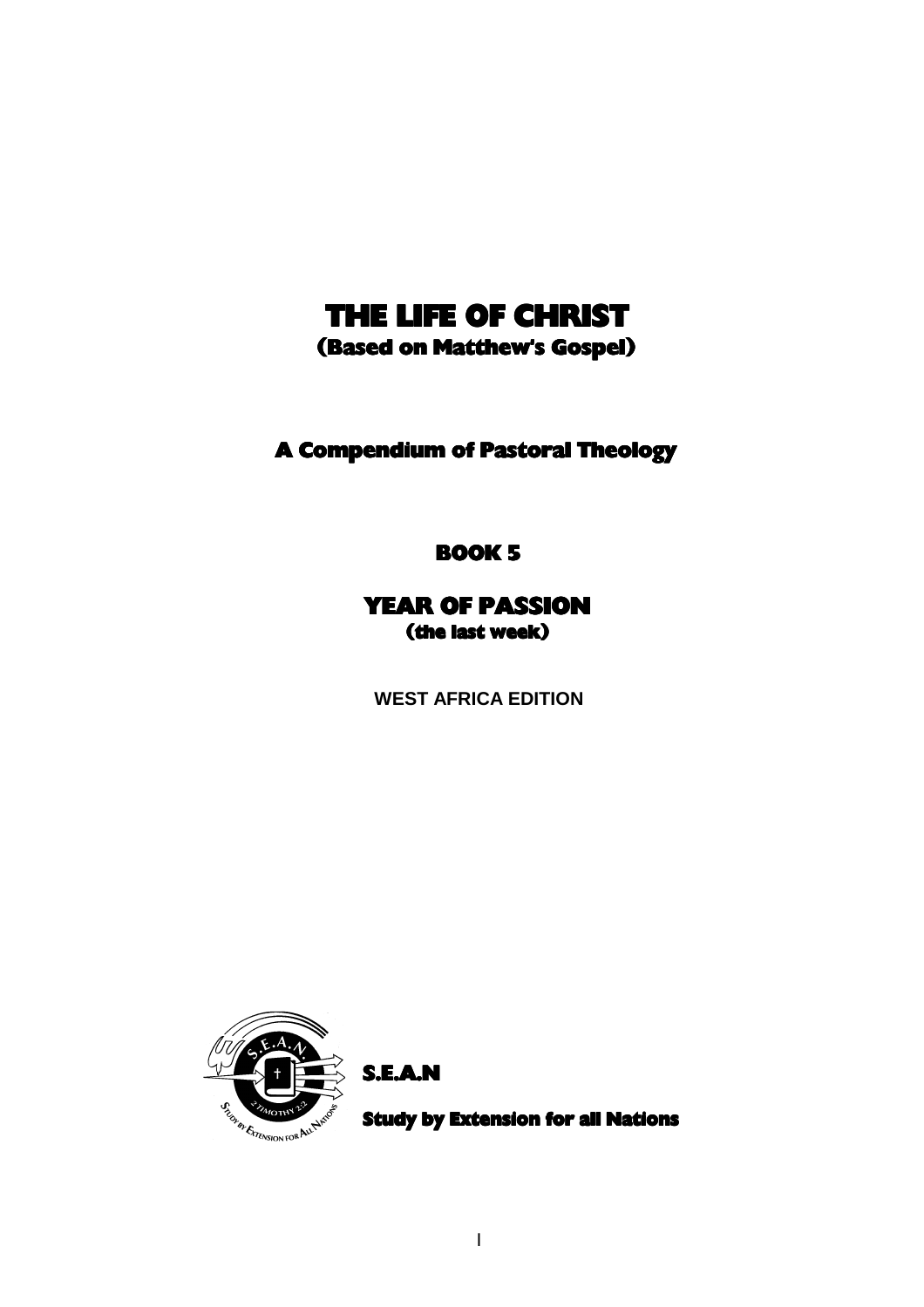# THE LIFE OF CHRIST
## (Based on Matthew's Gospel)

## A Compendium of Pastoral Theology

## BOOK 5

## YEAR OF PASSION
### (the last week)

**WEST AFRICA EDITION**

**S.E.A.N**

**Study by Extension for all Nations**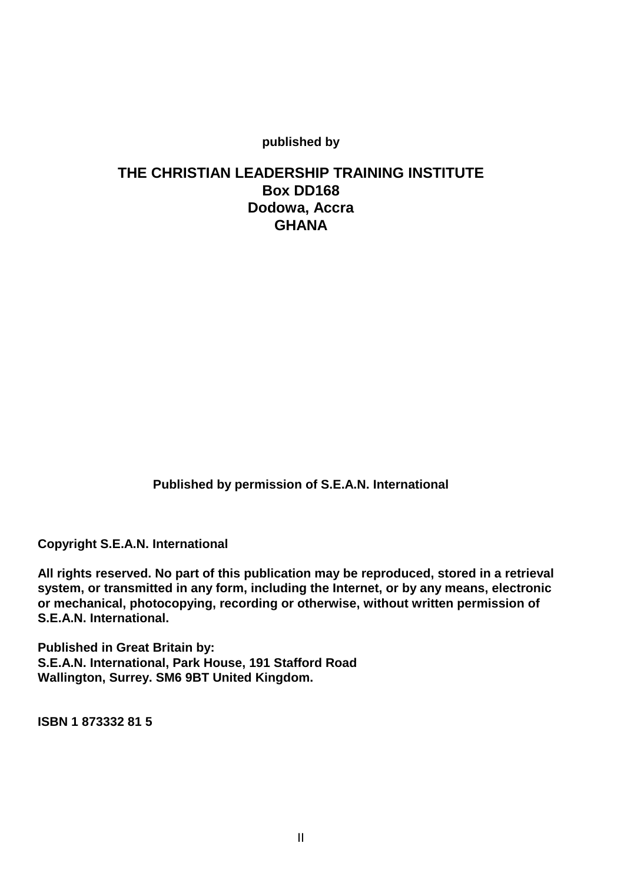**published by**

**THE CHRISTIAN LEADERSHIP TRAINING INSTITUTE**
**Box DD168**
**Dodowa, Accra**
**GHANA**

**Published by permission of S.E.A.N. International**

**Copyright S.E.A.N. International**

**All rights reserved. No part of this publication may be reproduced, stored in a retrieval system, or transmitted in any form, including the Internet, or by any means, electronic or mechanical, photocopying, recording or otherwise, without written permission of S.E.A.N. International.**

**Published in Great Britain by:**
**S.E.A.N. International, Park House, 191 Stafford Road**
**Wallington, Surrey. SM6 9BT United Kingdom.**

**ISBN 1 873332 81 5**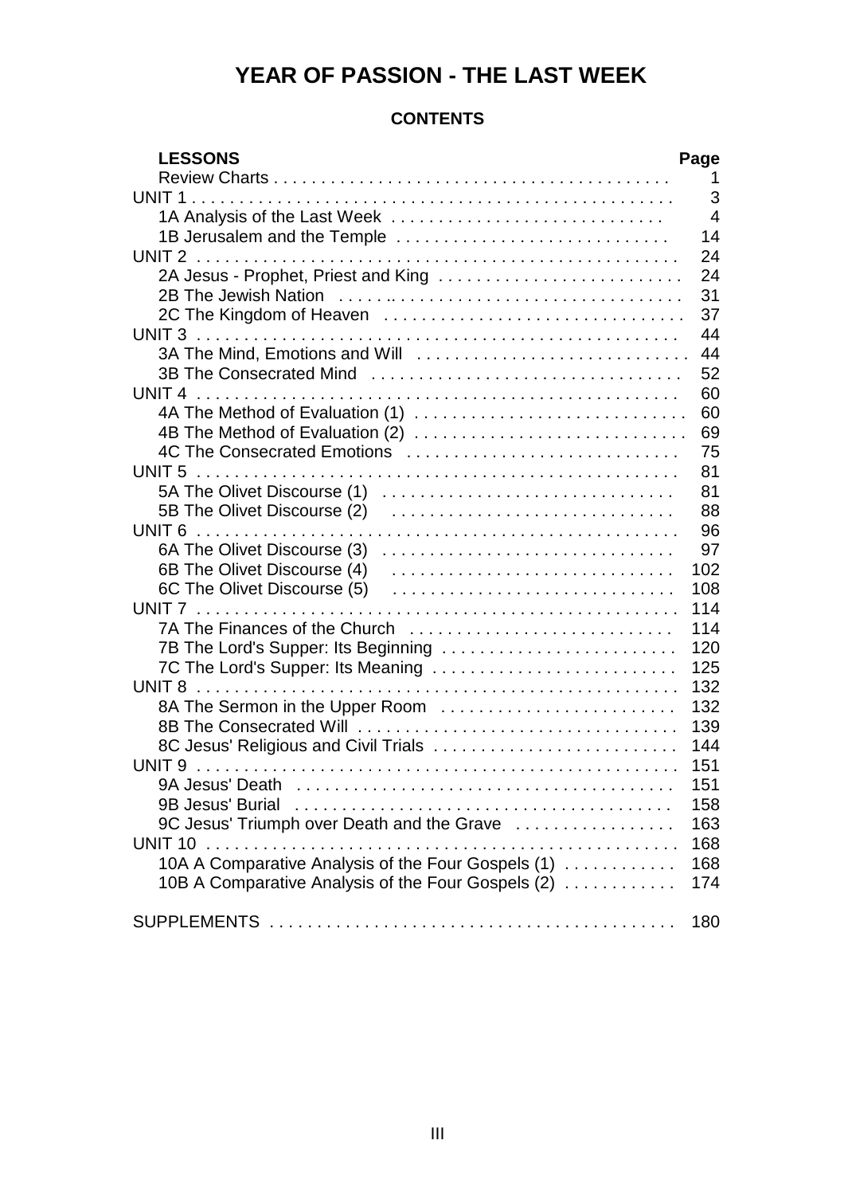# YEAR OF PASSION - THE LAST WEEK

## CONTENTS

| LESSONS | Page |
| --- | --- |
| Review Charts | 1 |
| UNIT 1 | 3 |
| 1A Analysis of the Last Week | 4 |
| 1B Jerusalem and the Temple | 14 |
| UNIT 2 | 24 |
| 2A Jesus - Prophet, Priest and King | 24 |
| 2B The Jewish Nation | 31 |
| 2C The Kingdom of Heaven | 37 |
| UNIT 3 | 44 |
| 3A The Mind, Emotions and Will | 44 |
| 3B The Consecrated Mind | 52 |
| UNIT 4 | 60 |
| 4A The Method of Evaluation (1) | 60 |
| 4B The Method of Evaluation (2) | 69 |
| 4C The Consecrated Emotions | 75 |
| UNIT 5 | 81 |
| 5A The Olivet Discourse (1) | 81 |
| 5B The Olivet Discourse (2) | 88 |
| UNIT 6 | 96 |
| 6A The Olivet Discourse (3) | 97 |
| 6B The Olivet Discourse (4) | 102 |
| 6C The Olivet Discourse (5) | 108 |
| UNIT 7 | 114 |
| 7A The Finances of the Church | 114 |
| 7B The Lord's Supper: Its Beginning | 120 |
| 7C The Lord's Supper: Its Meaning | 125 |
| UNIT 8 | 132 |
| 8A The Sermon in the Upper Room | 132 |
| 8B The Consecrated Will | 139 |
| 8C Jesus' Religious and Civil Trials | 144 |
| UNIT 9 | 151 |
| 9A Jesus' Death | 151 |
| 9B Jesus' Burial | 158 |
| 9C Jesus' Triumph over Death and the Grave | 163 |
| UNIT 10 | 168 |
| 10A A Comparative Analysis of the Four Gospels (1) | 168 |
| 10B A Comparative Analysis of the Four Gospels (2) | 174 |
| SUPPLEMENTS | 180 |